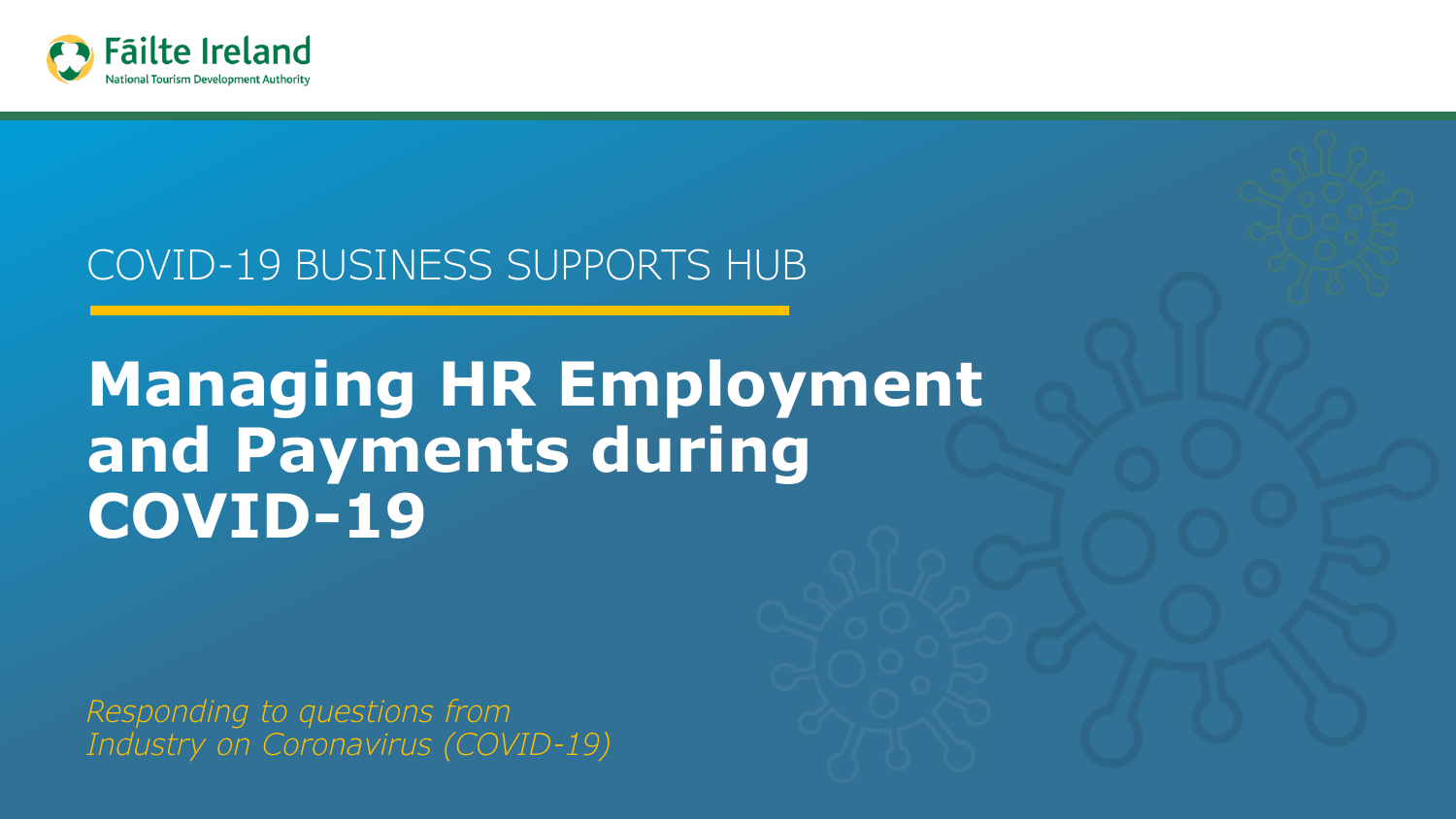Fáilte Ireland

National Tourism Development Authority

COVID-19 BUSINESS SUPPORTS HUB

# Managing HR Employment and Payments during COVID-19

*Responding to questions from Industry on Coronavirus (COVID-19)*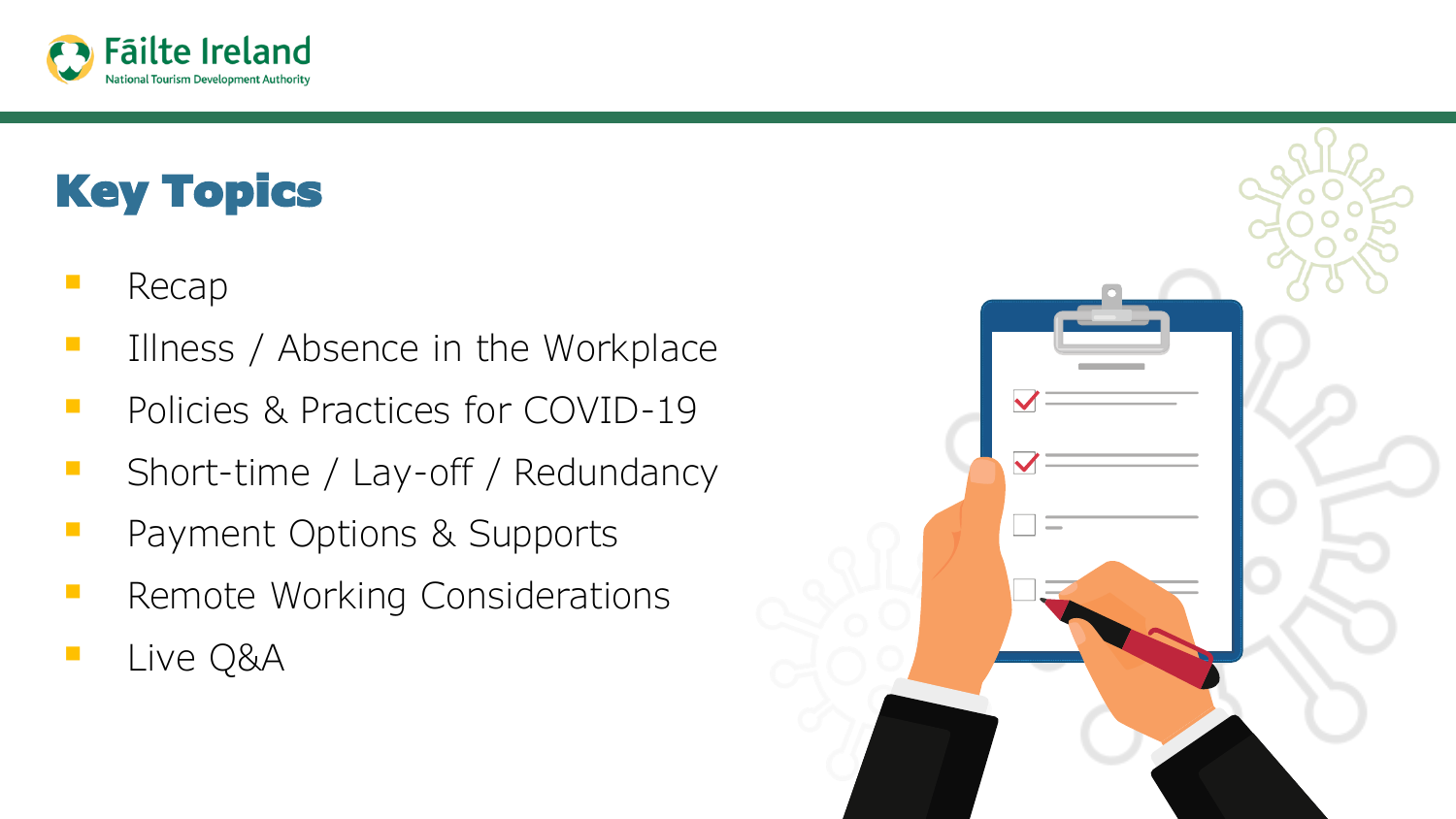# Key Topics

- Recap
- Illness / Absence in the Workplace
- Policies & Practices for COVID-19
- Short-time / Lay-off / Redundancy
- Payment Options & Supports
- Remote Working Considerations
- Live Q&A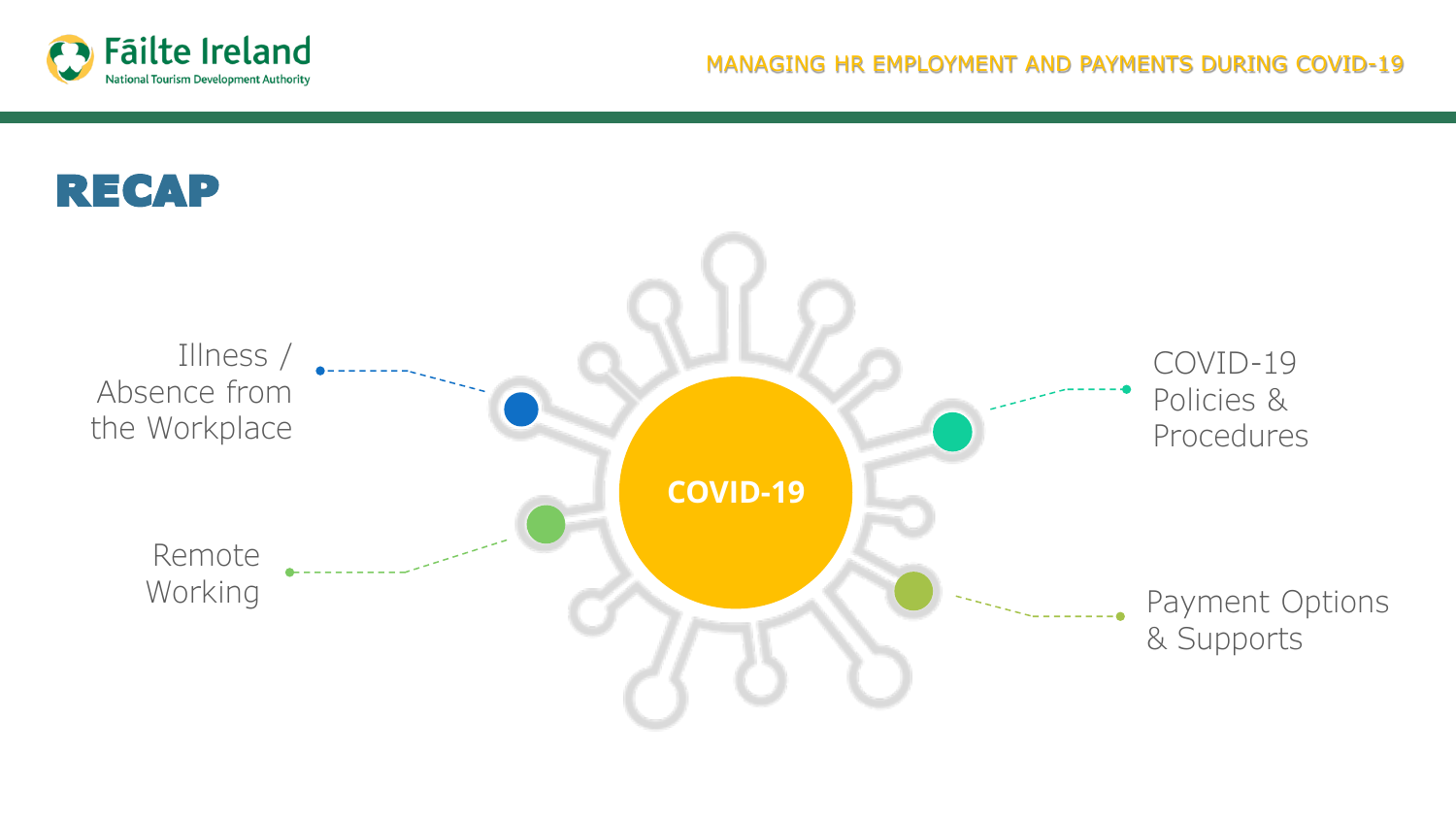# RECAP

**COVID-19**

- Illness / Absence from the Workplace
- Remote Working
- COVID-19 Policies & Procedures
- Payment Options & Supports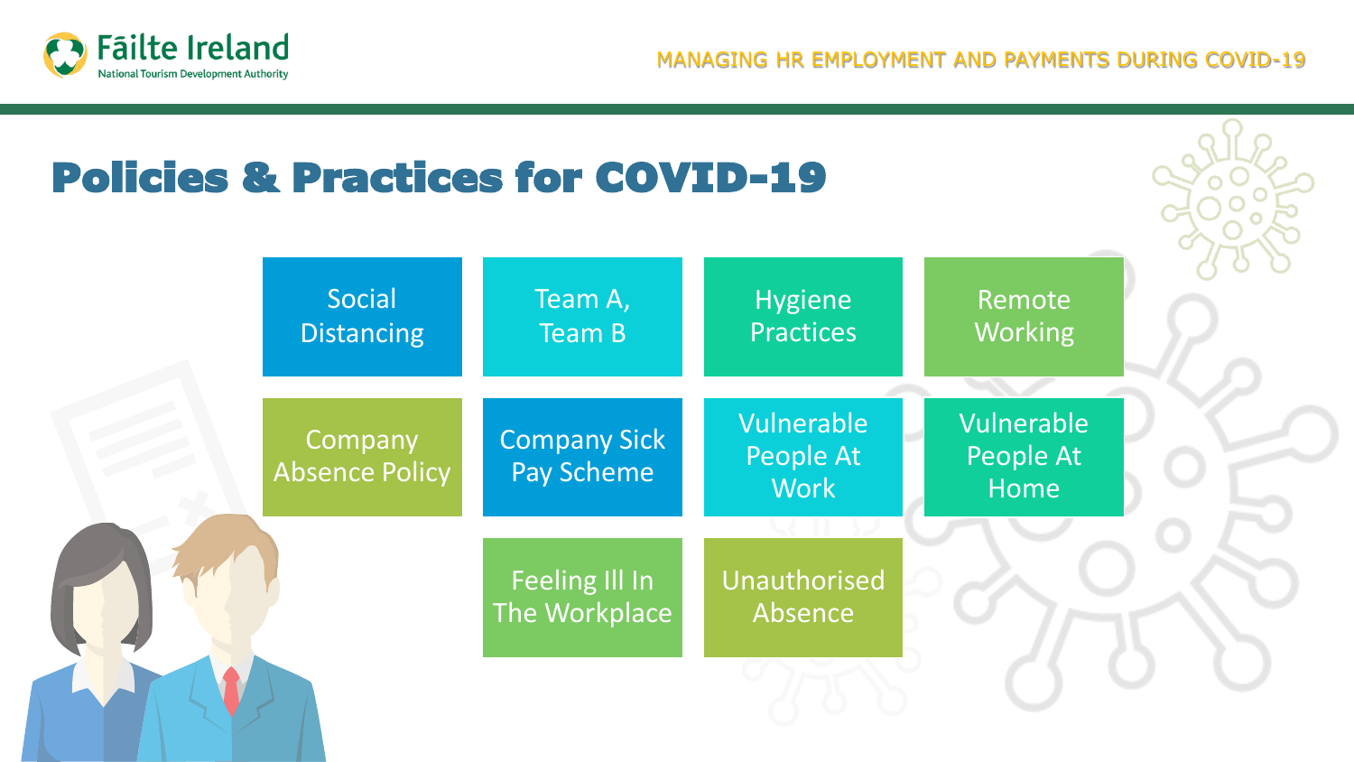# Policies & Practices for COVID-19

- Social Distancing
- Team A, Team B
- Hygiene Practices
- Remote Working
- Company Absence Policy
- Company Sick Pay Scheme
- Vulnerable People At Work
- Vulnerable People At Home
- Feeling Ill In The Workplace
- Unauthorised Absence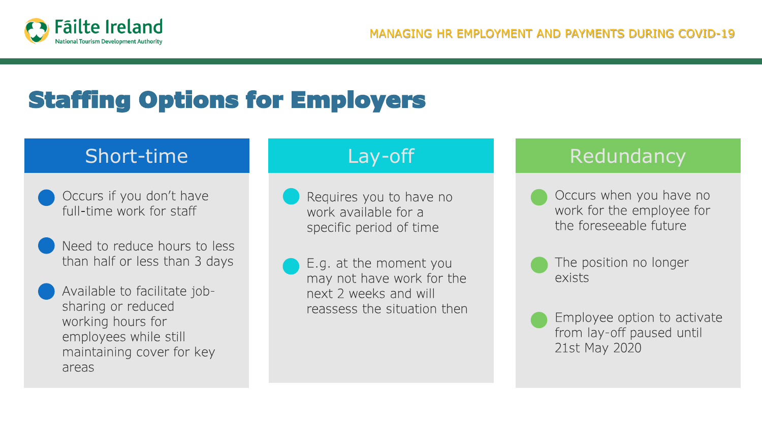# Staffing Options for Employers

## Short-time

- Occurs if you don't have full-time work for staff
- Need to reduce hours to less than half or less than 3 days
- Available to facilitate job-sharing or reduced working hours for employees while still maintaining cover for key areas

## Lay-off

- Requires you to have no work available for a specific period of time
- E.g. at the moment you may not have work for the next 2 weeks and will reassess the situation then

## Redundancy

- Occurs when you have no work for the employee for the foreseeable future
- The position no longer exists
- Employee option to activate from lay-off paused until 21st May 2020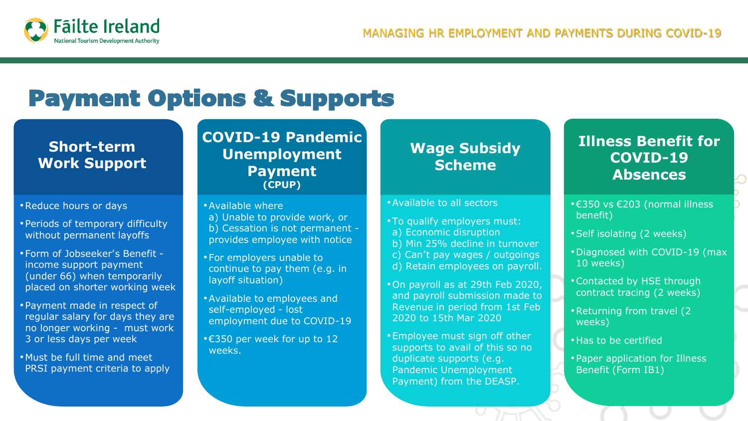# Payment Options & Supports

## Short-term Work Support

- Reduce hours or days
- Periods of temporary difficulty without permanent layoffs
- Form of Jobseeker's Benefit - income support payment (under 66) when temporarily placed on shorter working week
- Payment made in respect of regular salary for days they are no longer working - must work 3 or less days per week
- Must be full time and meet PRSI payment criteria to apply

## COVID-19 Pandemic Unemployment Payment (CPUP)

- Available where
  a) Unable to provide work, or
  b) Cessation is not permanent - provides employee with notice
- For employers unable to continue to pay them (e.g. in layoff situation)
- Available to employees and self-employed - lost employment due to COVID-19
- €350 per week for up to 12 weeks.

## Wage Subsidy Scheme

- Available to all sectors
- To qualify employers must:
  a) Economic disruption
  b) Min 25% decline in turnover
  c) Can't pay wages / outgoings
  d) Retain employees on payroll.
- On payroll as at 29th Feb 2020, and payroll submission made to Revenue in period from 1st Feb 2020 to 15th Mar 2020
- Employee must sign off other supports to avail of this so no duplicate supports (e.g. Pandemic Unemployment Payment) from the DEASP.

## Illness Benefit for COVID-19 Absences

- €350 vs €203 (normal illness benefit)
- Self isolating (2 weeks)
- Diagnosed with COVID-19 (max 10 weeks)
- Contacted by HSE through contract tracing (2 weeks)
- Returning from travel (2 weeks)
- Has to be certified
- Paper application for Illness Benefit (Form IB1)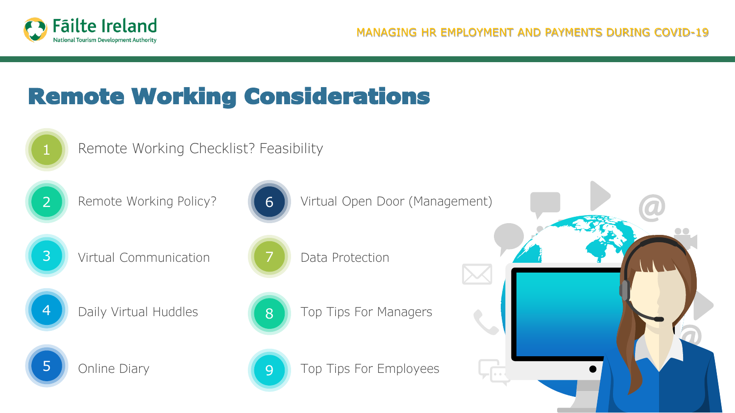# Remote Working Considerations

1. Remote Working Checklist? Feasibility
2. Remote Working Policy?
3. Virtual Communication
4. Daily Virtual Huddles
5. Online Diary
6. Virtual Open Door (Management)
7. Data Protection
8. Top Tips For Managers
9. Top Tips For Employees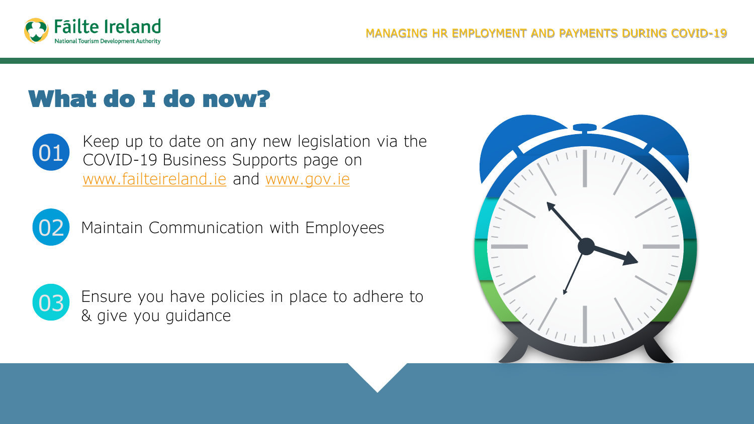# What do I do now?

01. Keep up to date on any new legislation via the COVID-19 Business Supports page on www.failteireland.ie and www.gov.ie

02. Maintain Communication with Employees

03. Ensure you have policies in place to adhere to & give you guidance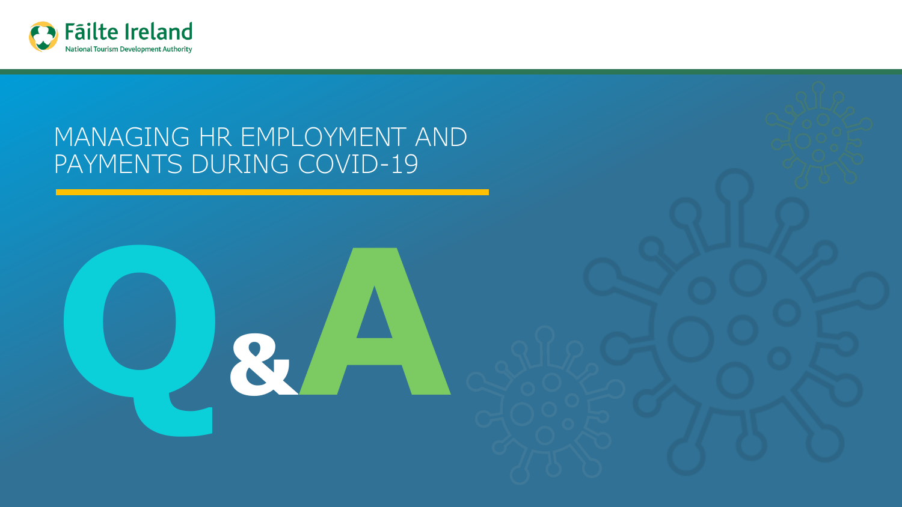# MANAGING HR EMPLOYMENT AND PAYMENTS DURING COVID-19

# Q&A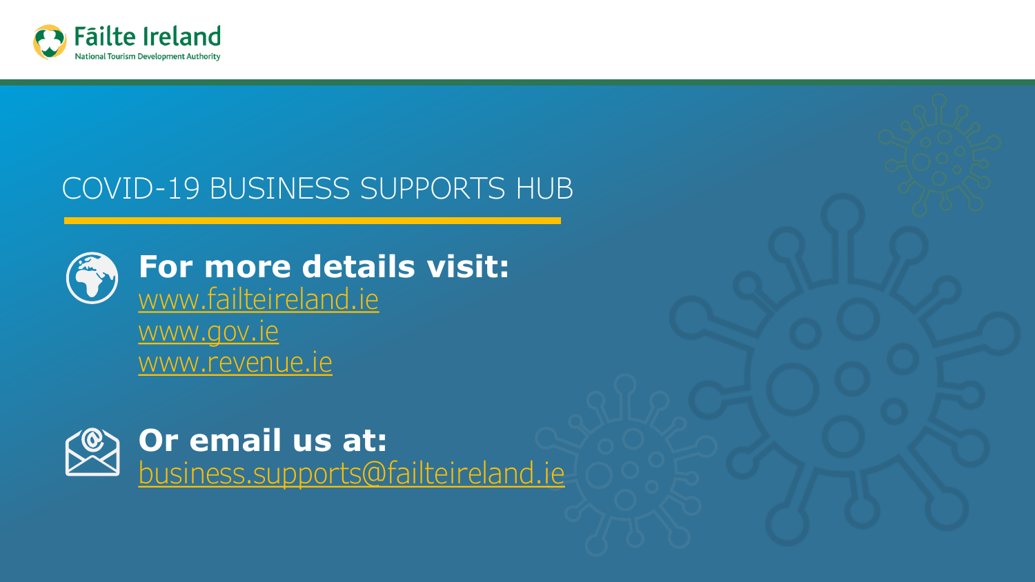Fāilte Ireland
National Tourism Development Authority

# COVID-19 BUSINESS SUPPORTS HUB

**For more details visit:**

www.failteireland.ie

www.gov.ie

www.revenue.ie

**Or email us at:**

business.supports@failteireland.ie